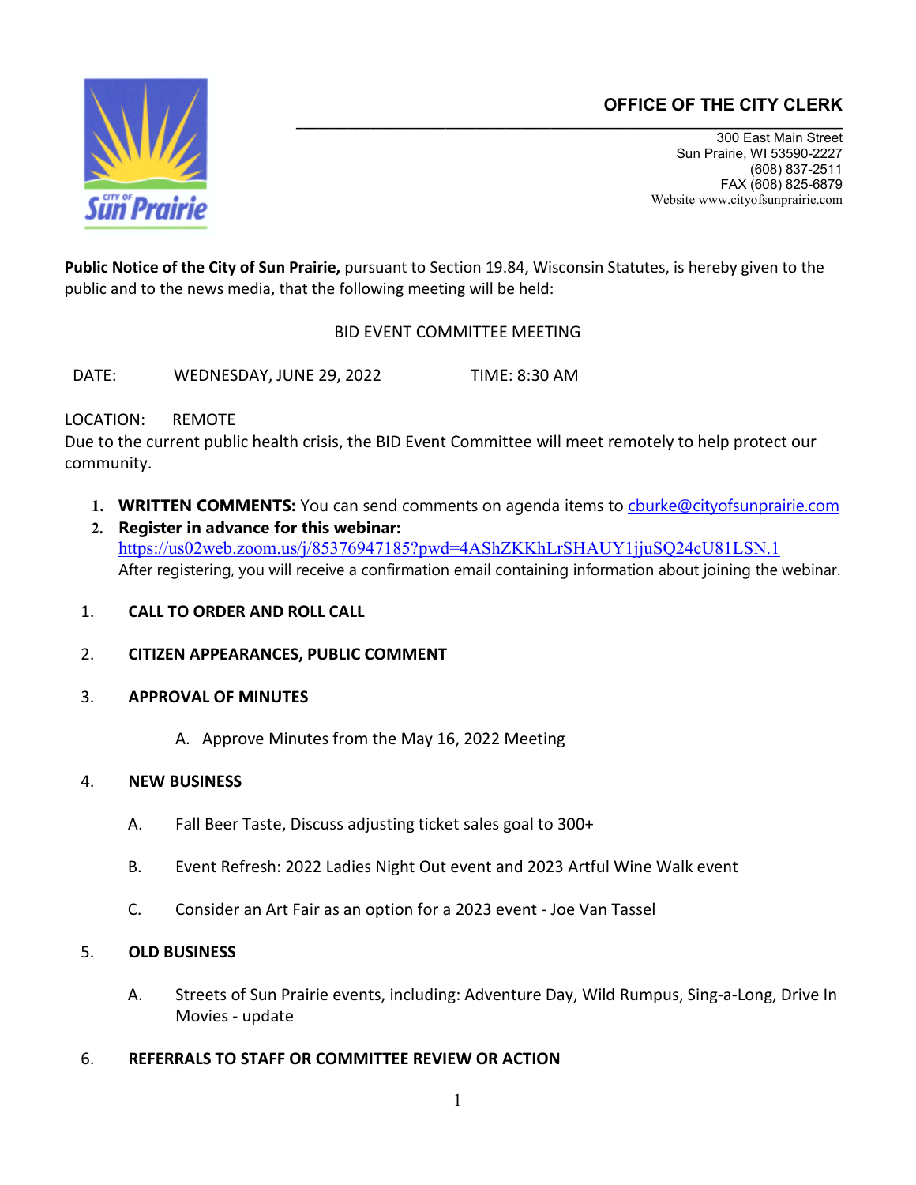## OFFICE OF THE CITY CLERK

300 East Main Street
Sun Prairie, WI 53590-2227
(608) 837-2511
FAX (608) 825-6879
Website www.cityofsunprairie.com

**Public Notice of the City of Sun Prairie,** pursuant to Section 19.84, Wisconsin Statutes, is hereby given to the public and to the news media, that the following meeting will be held:

BID EVENT COMMITTEE MEETING

DATE: WEDNESDAY, JUNE 29, 2022 TIME: 8:30 AM

LOCATION: REMOTE
Due to the current public health crisis, the BID Event Committee will meet remotely to help protect our community.

1. **WRITTEN COMMENTS:** You can send comments on agenda items to cburke@cityofsunprairie.com
2. **Register in advance for this webinar:**
   https://us02web.zoom.us/j/85376947185?pwd=4AShZKKhLrSHAUY1jjuSQ24cU81LSN.1
   After registering, you will receive a confirmation email containing information about joining the webinar.

1. **CALL TO ORDER AND ROLL CALL**

2. **CITIZEN APPEARANCES, PUBLIC COMMENT**

3. **APPROVAL OF MINUTES**

   A. Approve Minutes from the May 16, 2022 Meeting

4. **NEW BUSINESS**

   A. Fall Beer Taste, Discuss adjusting ticket sales goal to 300+

   B. Event Refresh: 2022 Ladies Night Out event and 2023 Artful Wine Walk event

   C. Consider an Art Fair as an option for a 2023 event - Joe Van Tassel

5. **OLD BUSINESS**

   A. Streets of Sun Prairie events, including: Adventure Day, Wild Rumpus, Sing-a-Long, Drive In Movies - update

6. **REFERRALS TO STAFF OR COMMITTEE REVIEW OR ACTION**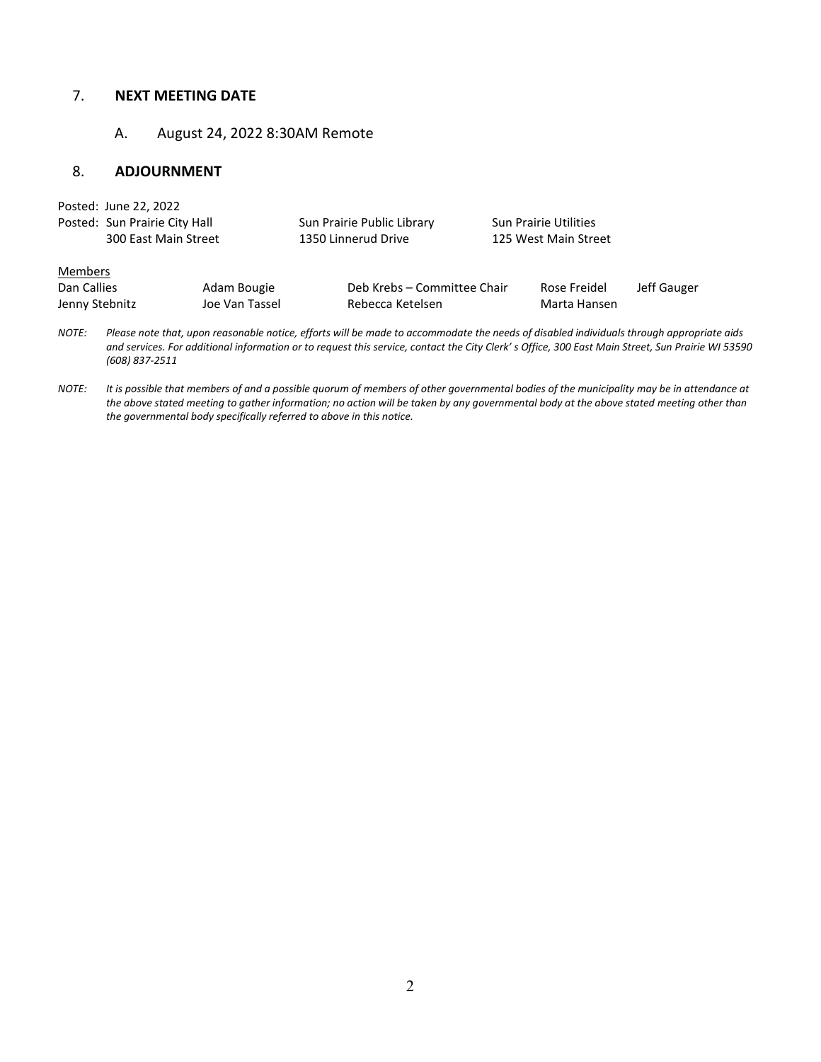## 7. NEXT MEETING DATE

A. August 24, 2022 8:30AM Remote

## 8. ADJOURNMENT

Posted: June 22, 2022

| | | |
|---|---|---|
| Posted: Sun Prairie City Hall | Sun Prairie Public Library | Sun Prairie Utilities |
| 300 East Main Street | 1350 Linnerud Drive | 125 West Main Street |

Members

| | | | | |
|---|---|---|---|---|
| Dan Callies | Adam Bougie | Deb Krebs – Committee Chair | Rose Freidel | Jeff Gauger |
| Jenny Stebnitz | Joe Van Tassel | Rebecca Ketelsen | Marta Hansen | |

NOTE: *Please note that, upon reasonable notice, efforts will be made to accommodate the needs of disabled individuals through appropriate aids and services. For additional information or to request this service, contact the City Clerk' s Office, 300 East Main Street, Sun Prairie WI 53590 (608) 837-2511*

NOTE: *It is possible that members of and a possible quorum of members of other governmental bodies of the municipality may be in attendance at the above stated meeting to gather information; no action will be taken by any governmental body at the above stated meeting other than the governmental body specifically referred to above in this notice.*